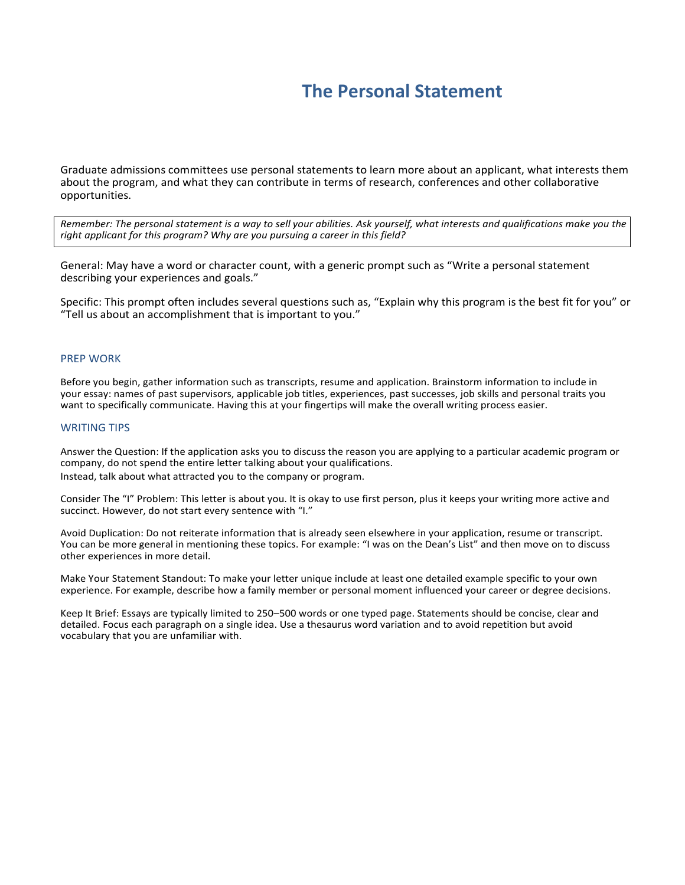# The Personal Statement

Graduate admissions committees use personal statements to learn more about an applicant, what interests them about the program, and what they can contribute in terms of research, conferences and other collaborative opportunities.

> *Remember: The personal statement is a way to sell your abilities. Ask yourself, what interests and qualifications make you the right applicant for this program? Why are you pursuing a career in this field?*

General: May have a word or character count, with a generic prompt such as "Write a personal statement describing your experiences and goals."

Specific: This prompt often includes several questions such as, "Explain why this program is the best fit for you" or "Tell us about an accomplishment that is important to you."

## PREP WORK

Before you begin, gather information such as transcripts, resume and application. Brainstorm information to include in your essay: names of past supervisors, applicable job titles, experiences, past successes, job skills and personal traits you want to specifically communicate. Having this at your fingertips will make the overall writing process easier.

## WRITING TIPS

Answer the Question: If the application asks you to discuss the reason you are applying to a particular academic program or company, do not spend the entire letter talking about your qualifications.
Instead, talk about what attracted you to the company or program.

Consider The "I" Problem: This letter is about you. It is okay to use first person, plus it keeps your writing more active and succinct. However, do not start every sentence with "I."

Avoid Duplication: Do not reiterate information that is already seen elsewhere in your application, resume or transcript. You can be more general in mentioning these topics. For example: "I was on the Dean's List" and then move on to discuss other experiences in more detail.

Make Your Statement Standout: To make your letter unique include at least one detailed example specific to your own experience. For example, describe how a family member or personal moment influenced your career or degree decisions.

Keep It Brief: Essays are typically limited to 250–500 words or one typed page. Statements should be concise, clear and detailed. Focus each paragraph on a single idea. Use a thesaurus word variation and to avoid repetition but avoid vocabulary that you are unfamiliar with.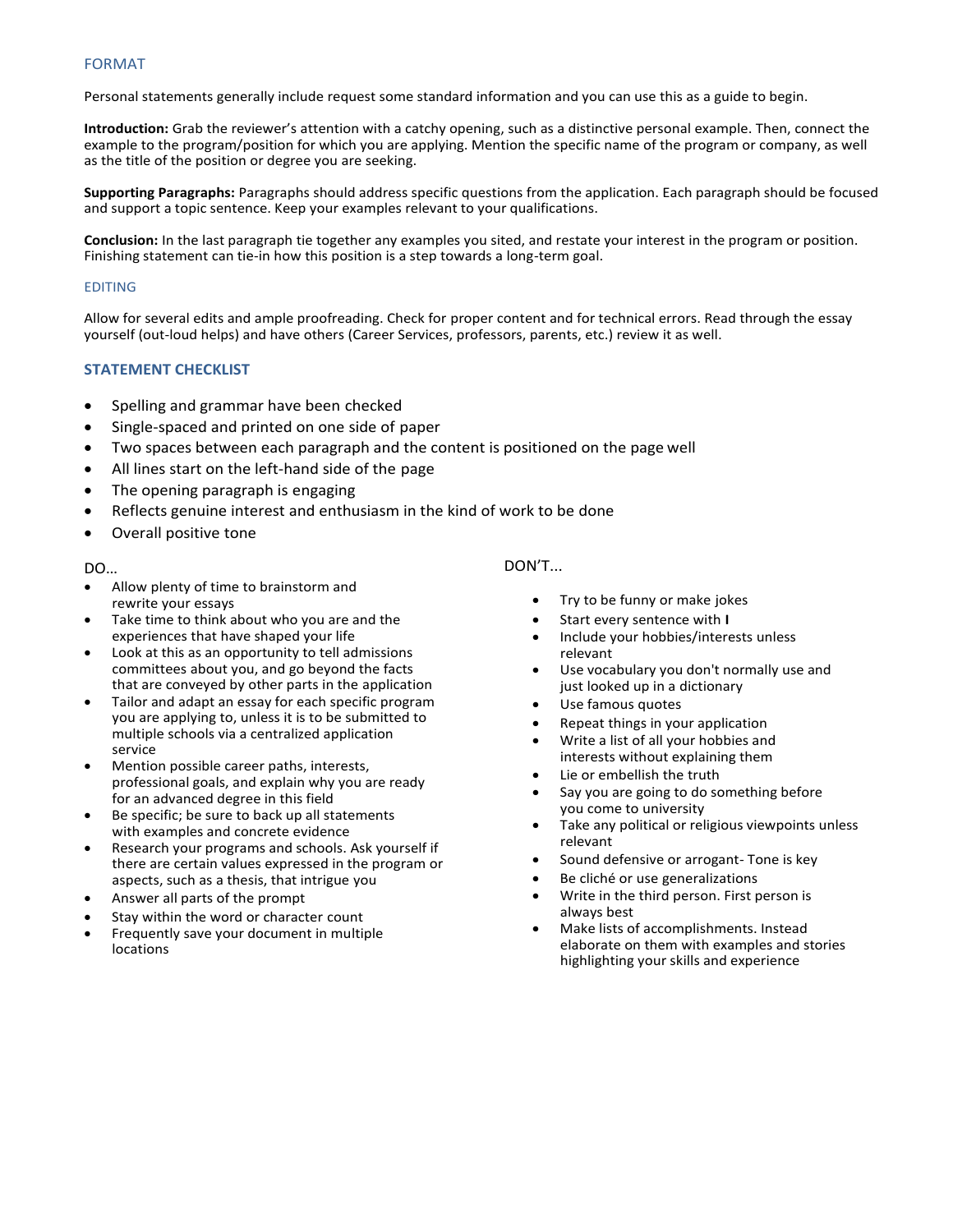## FORMAT

Personal statements generally include request some standard information and you can use this as a guide to begin.

**Introduction:** Grab the reviewer's attention with a catchy opening, such as a distinctive personal example. Then, connect the example to the program/position for which you are applying. Mention the specific name of the program or company, as well as the title of the position or degree you are seeking.

**Supporting Paragraphs:** Paragraphs should address specific questions from the application. Each paragraph should be focused and support a topic sentence. Keep your examples relevant to your qualifications.

**Conclusion:** In the last paragraph tie together any examples you sited, and restate your interest in the program or position. Finishing statement can tie-in how this position is a step towards a long-term goal.

## EDITING

Allow for several edits and ample proofreading. Check for proper content and for technical errors. Read through the essay yourself (out-loud helps) and have others (Career Services, professors, parents, etc.) review it as well.

## STATEMENT CHECKLIST

- Spelling and grammar have been checked
- Single-spaced and printed on one side of paper
- Two spaces between each paragraph and the content is positioned on the page well
- All lines start on the left-hand side of the page
- The opening paragraph is engaging
- Reflects genuine interest and enthusiasm in the kind of work to be done
- Overall positive tone

DO…

- Allow plenty of time to brainstorm and rewrite your essays
- Take time to think about who you are and the experiences that have shaped your life
- Look at this as an opportunity to tell admissions committees about you, and go beyond the facts that are conveyed by other parts in the application
- Tailor and adapt an essay for each specific program you are applying to, unless it is to be submitted to multiple schools via a centralized application service
- Mention possible career paths, interests, professional goals, and explain why you are ready for an advanced degree in this field
- Be specific; be sure to back up all statements with examples and concrete evidence
- Research your programs and schools. Ask yourself if there are certain values expressed in the program or aspects, such as a thesis, that intrigue you
- Answer all parts of the prompt
- Stay within the word or character count
- Frequently save your document in multiple locations

DON'T...

- Try to be funny or make jokes
- Start every sentence with **I**
- Include your hobbies/interests unless relevant
- Use vocabulary you don't normally use and just looked up in a dictionary
- Use famous quotes
- Repeat things in your application
- Write a list of all your hobbies and interests without explaining them
- Lie or embellish the truth
- Say you are going to do something before you come to university
- Take any political or religious viewpoints unless relevant
- Sound defensive or arrogant- Tone is key
- Be cliché or use generalizations
- Write in the third person. First person is always best
- Make lists of accomplishments. Instead elaborate on them with examples and stories highlighting your skills and experience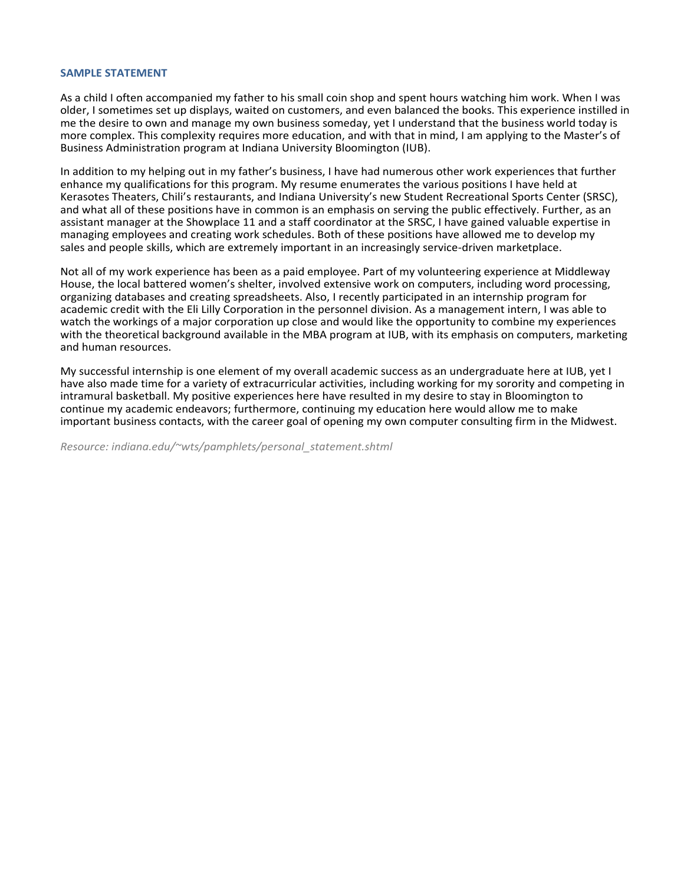## SAMPLE STATEMENT

As a child I often accompanied my father to his small coin shop and spent hours watching him work. When I was older, I sometimes set up displays, waited on customers, and even balanced the books. This experience instilled in me the desire to own and manage my own business someday, yet I understand that the business world today is more complex. This complexity requires more education, and with that in mind, I am applying to the Master's of Business Administration program at Indiana University Bloomington (IUB).

In addition to my helping out in my father's business, I have had numerous other work experiences that further enhance my qualifications for this program. My resume enumerates the various positions I have held at Kerasotes Theaters, Chili's restaurants, and Indiana University's new Student Recreational Sports Center (SRSC), and what all of these positions have in common is an emphasis on serving the public effectively. Further, as an assistant manager at the Showplace 11 and a staff coordinator at the SRSC, I have gained valuable expertise in managing employees and creating work schedules. Both of these positions have allowed me to develop my sales and people skills, which are extremely important in an increasingly service-driven marketplace.

Not all of my work experience has been as a paid employee. Part of my volunteering experience at Middleway House, the local battered women's shelter, involved extensive work on computers, including word processing, organizing databases and creating spreadsheets. Also, I recently participated in an internship program for academic credit with the Eli Lilly Corporation in the personnel division. As a management intern, I was able to watch the workings of a major corporation up close and would like the opportunity to combine my experiences with the theoretical background available in the MBA program at IUB, with its emphasis on computers, marketing and human resources.

My successful internship is one element of my overall academic success as an undergraduate here at IUB, yet I have also made time for a variety of extracurricular activities, including working for my sorority and competing in intramural basketball. My positive experiences here have resulted in my desire to stay in Bloomington to continue my academic endeavors; furthermore, continuing my education here would allow me to make important business contacts, with the career goal of opening my own computer consulting firm in the Midwest.

*Resource: indiana.edu/~wts/pamphlets/personal_statement.shtml*